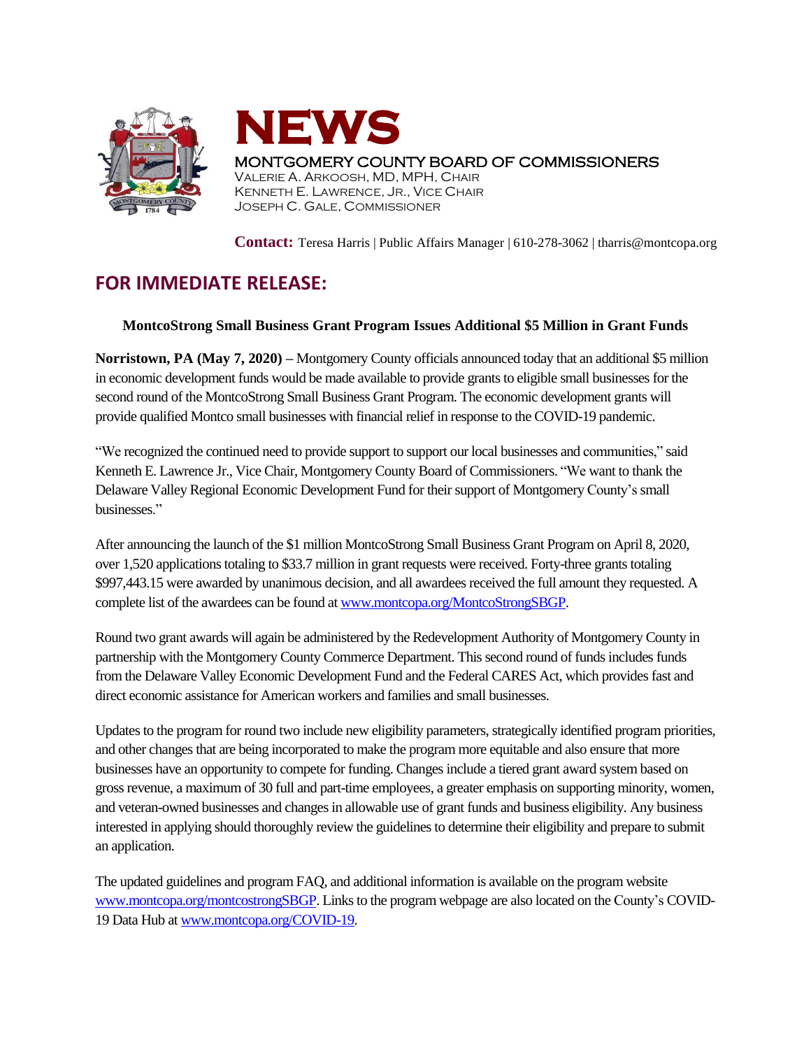# NEWS

MONTGOMERY COUNTY BOARD OF COMMISSIONERS
VALERIE A. ARKOOSH, MD, MPH, CHAIR
KENNETH E. LAWRENCE, JR., VICE CHAIR
JOSEPH C. GALE, COMMISSIONER

**Contact:** Teresa Harris | Public Affairs Manager | 610-278-3062 | tharris@montcopa.org

## FOR IMMEDIATE RELEASE:

**MontcoStrong Small Business Grant Program Issues Additional $5 Million in Grant Funds**

**Norristown, PA (May 7, 2020) –** Montgomery County officials announced today that an additional $5 million in economic development funds would be made available to provide grants to eligible small businesses for the second round of the MontcoStrong Small Business Grant Program. The economic development grants will provide qualified Montco small businesses with financial relief in response to the COVID-19 pandemic.

"We recognized the continued need to provide support to support our local businesses and communities," said Kenneth E. Lawrence Jr., Vice Chair, Montgomery County Board of Commissioners. "We want to thank the Delaware Valley Regional Economic Development Fund for their support of Montgomery County's small businesses."

After announcing the launch of the $1 million MontcoStrong Small Business Grant Program on April 8, 2020, over 1,520 applications totaling to $33.7 million in grant requests were received. Forty-three grants totaling $997,443.15 were awarded by unanimous decision, and all awardees received the full amount they requested. A complete list of the awardees can be found at www.montcopa.org/MontcoStrongSBGP.

Round two grant awards will again be administered by the Redevelopment Authority of Montgomery County in partnership with the Montgomery County Commerce Department. This second round of funds includes funds from the Delaware Valley Economic Development Fund and the Federal CARES Act, which provides fast and direct economic assistance for American workers and families and small businesses.

Updates to the program for round two include new eligibility parameters, strategically identified program priorities, and other changes that are being incorporated to make the program more equitable and also ensure that more businesses have an opportunity to compete for funding. Changes include a tiered grant award system based on gross revenue, a maximum of 30 full and part-time employees, a greater emphasis on supporting minority, women, and veteran-owned businesses and changes in allowable use of grant funds and business eligibility. Any business interested in applying should thoroughly review the guidelines to determine their eligibility and prepare to submit an application.

The updated guidelines and program FAQ, and additional information is available on the program website www.montcopa.org/montcostrongSBGP. Links to the program webpage are also located on the County's COVID-19 Data Hub at www.montcopa.org/COVID-19.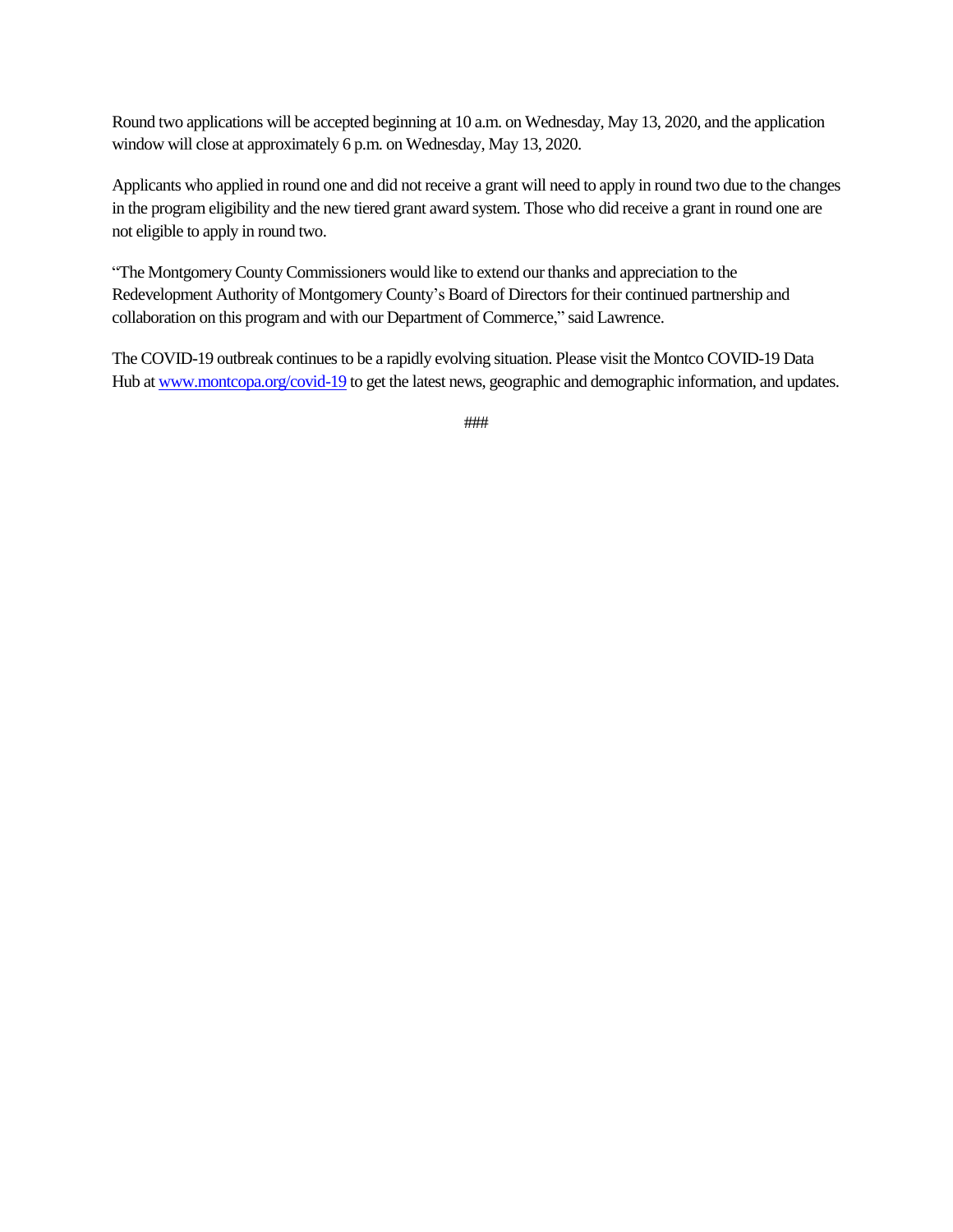Round two applications will be accepted beginning at 10 a.m. on Wednesday, May 13, 2020, and the application window will close at approximately 6 p.m. on Wednesday, May 13, 2020.

Applicants who applied in round one and did not receive a grant will need to apply in round two due to the changes in the program eligibility and the new tiered grant award system. Those who did receive a grant in round one are not eligible to apply in round two.

"The Montgomery County Commissioners would like to extend our thanks and appreciation to the Redevelopment Authority of Montgomery County's Board of Directors for their continued partnership and collaboration on this program and with our Department of Commerce," said Lawrence.

The COVID-19 outbreak continues to be a rapidly evolving situation. Please visit the Montco COVID-19 Data Hub at [www.montcopa.org/covid-19](www.montcopa.org/covid-19) to get the latest news, geographic and demographic information, and updates.

###